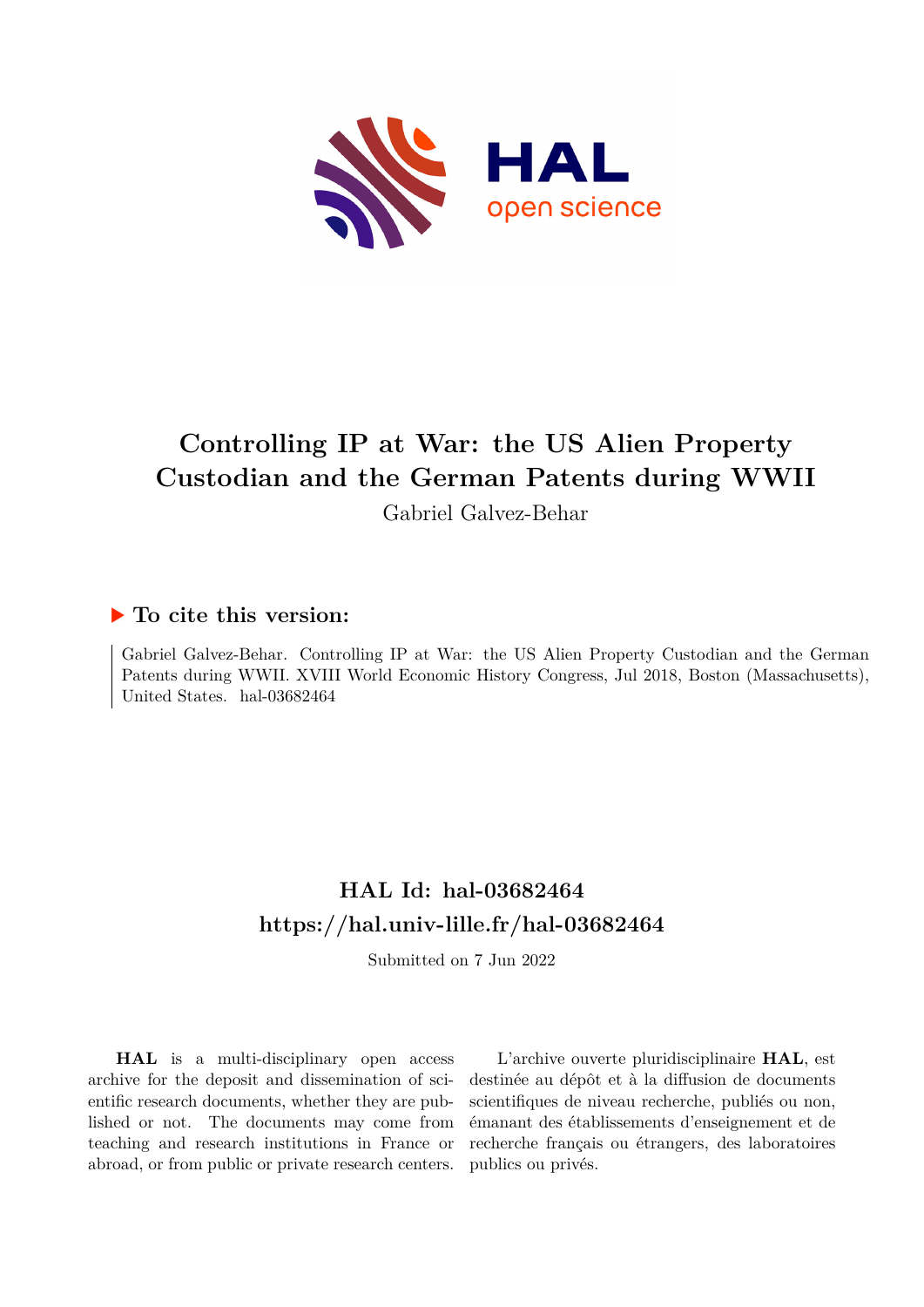# Controlling IP at War: the US Alien Property Custodian and the German Patents during WWII

Gabriel Galvez-Behar

## ▶ To cite this version:

Gabriel Galvez-Behar. Controlling IP at War: the US Alien Property Custodian and the German Patents during WWII. XVIII World Economic History Congress, Jul 2018, Boston (Massachusetts), United States. hal-03682464

## HAL Id: hal-03682464
## https://hal.univ-lille.fr/hal-03682464

Submitted on 7 Jun 2022

**HAL** is a multi-disciplinary open access archive for the deposit and dissemination of scientific research documents, whether they are published or not. The documents may come from teaching and research institutions in France or abroad, or from public or private research centers.

L'archive ouverte pluridisciplinaire **HAL**, est destinée au dépôt et à la diffusion de documents scientifiques de niveau recherche, publiés ou non, émanant des établissements d'enseignement et de recherche français ou étrangers, des laboratoires publics ou privés.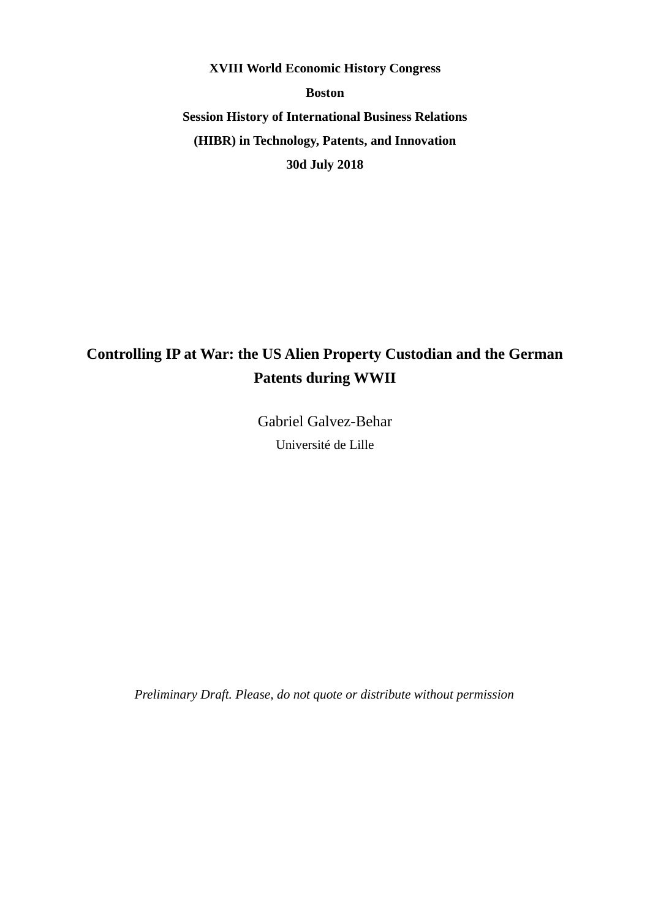**XVIII World Economic History Congress**

**Boston**

**Session History of International Business Relations**

**(HIBR) in Technology, Patents, and Innovation**

**30d July 2018**

# Controlling IP at War: the US Alien Property Custodian and the German Patents during WWII

Gabriel Galvez-Behar

Université de Lille

*Preliminary Draft. Please, do not quote or distribute without permission*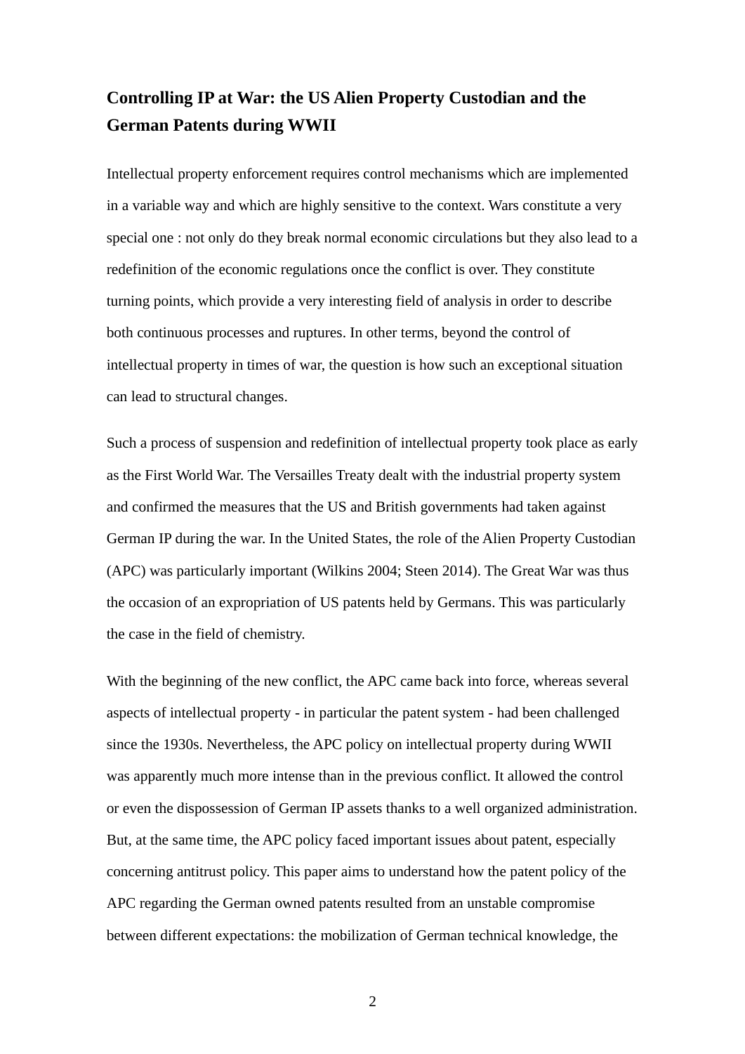## Controlling IP at War: the US Alien Property Custodian and the German Patents during WWII

Intellectual property enforcement requires control mechanisms which are implemented in a variable way and which are highly sensitive to the context. Wars constitute a very special one : not only do they break normal economic circulations but they also lead to a redefinition of the economic regulations once the conflict is over. They constitute turning points, which provide a very interesting field of analysis in order to describe both continuous processes and ruptures. In other terms, beyond the control of intellectual property in times of war, the question is how such an exceptional situation can lead to structural changes.

Such a process of suspension and redefinition of intellectual property took place as early as the First World War. The Versailles Treaty dealt with the industrial property system and confirmed the measures that the US and British governments had taken against German IP during the war. In the United States, the role of the Alien Property Custodian (APC) was particularly important (Wilkins 2004; Steen 2014). The Great War was thus the occasion of an expropriation of US patents held by Germans. This was particularly the case in the field of chemistry.

With the beginning of the new conflict, the APC came back into force, whereas several aspects of intellectual property - in particular the patent system - had been challenged since the 1930s. Nevertheless, the APC policy on intellectual property during WWII was apparently much more intense than in the previous conflict. It allowed the control or even the dispossession of German IP assets thanks to a well organized administration. But, at the same time, the APC policy faced important issues about patent, especially concerning antitrust policy. This paper aims to understand how the patent policy of the APC regarding the German owned patents resulted from an unstable compromise between different expectations: the mobilization of German technical knowledge, the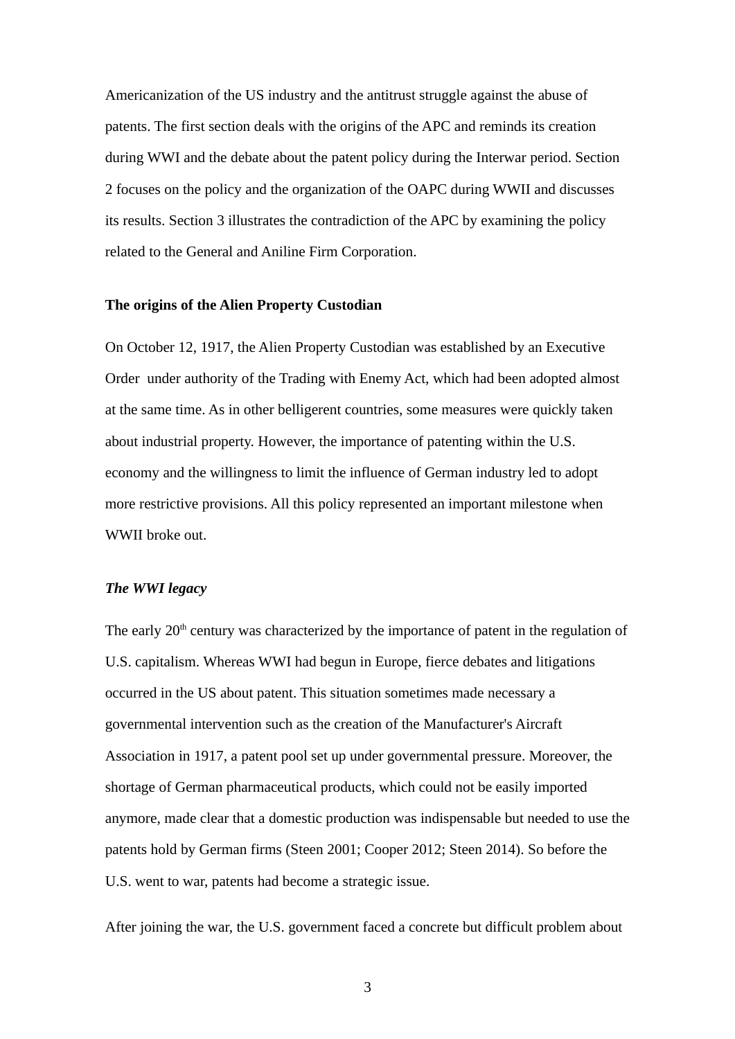Americanization of the US industry and the antitrust struggle against the abuse of patents. The first section deals with the origins of the APC and reminds its creation during WWI and the debate about the patent policy during the Interwar period. Section 2 focuses on the policy and the organization of the OAPC during WWII and discusses its results. Section 3 illustrates the contradiction of the APC by examining the policy related to the General and Aniline Firm Corporation.

## The origins of the Alien Property Custodian

On October 12, 1917, the Alien Property Custodian was established by an Executive Order under authority of the Trading with Enemy Act, which had been adopted almost at the same time. As in other belligerent countries, some measures were quickly taken about industrial property. However, the importance of patenting within the U.S. economy and the willingness to limit the influence of German industry led to adopt more restrictive provisions. All this policy represented an important milestone when WWII broke out.

### *The WWI legacy*

The early 20th century was characterized by the importance of patent in the regulation of U.S. capitalism. Whereas WWI had begun in Europe, fierce debates and litigations occurred in the US about patent. This situation sometimes made necessary a governmental intervention such as the creation of the Manufacturer's Aircraft Association in 1917, a patent pool set up under governmental pressure. Moreover, the shortage of German pharmaceutical products, which could not be easily imported anymore, made clear that a domestic production was indispensable but needed to use the patents hold by German firms (Steen 2001; Cooper 2012; Steen 2014). So before the U.S. went to war, patents had become a strategic issue.

After joining the war, the U.S. government faced a concrete but difficult problem about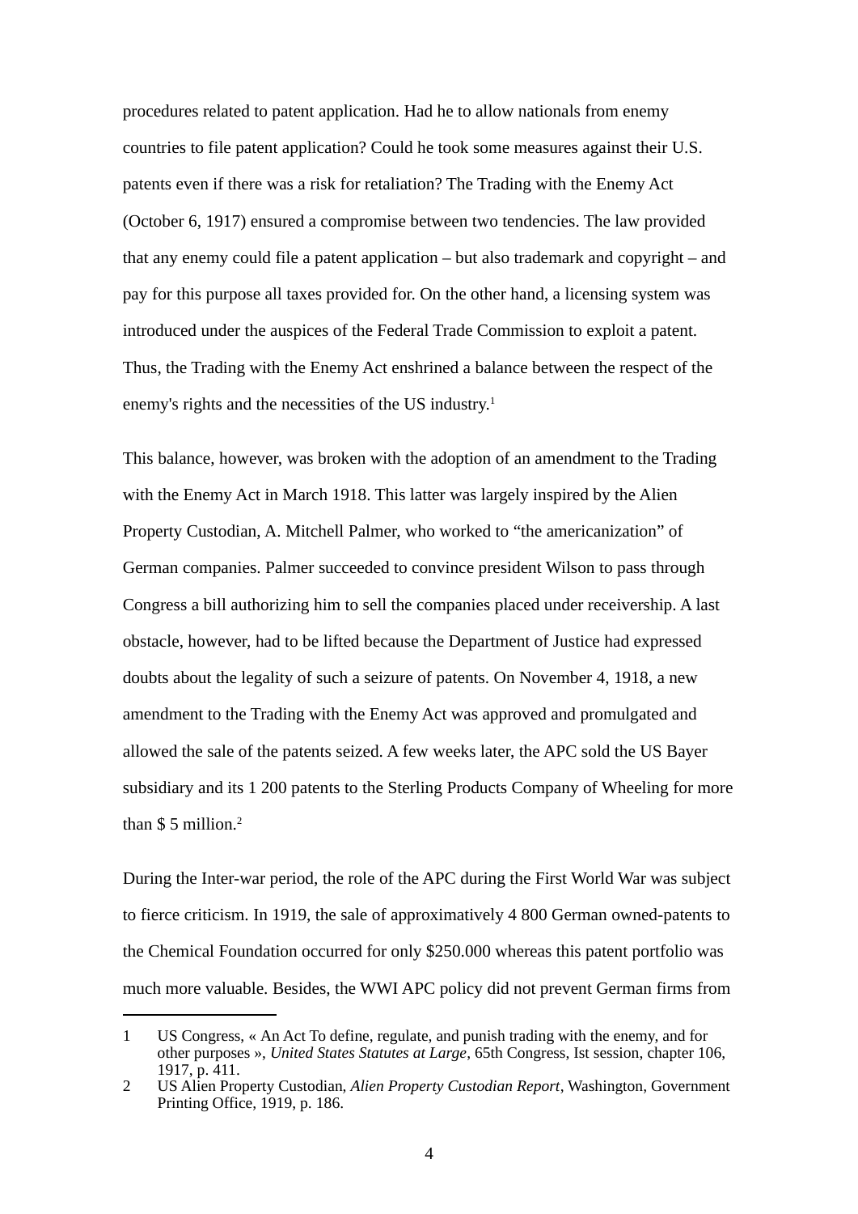procedures related to patent application. Had he to allow nationals from enemy countries to file patent application? Could he took some measures against their U.S. patents even if there was a risk for retaliation? The Trading with the Enemy Act (October 6, 1917) ensured a compromise between two tendencies. The law provided that any enemy could file a patent application – but also trademark and copyright – and pay for this purpose all taxes provided for. On the other hand, a licensing system was introduced under the auspices of the Federal Trade Commission to exploit a patent. Thus, the Trading with the Enemy Act enshrined a balance between the respect of the enemy's rights and the necessities of the US industry.[1]

This balance, however, was broken with the adoption of an amendment to the Trading with the Enemy Act in March 1918. This latter was largely inspired by the Alien Property Custodian, A. Mitchell Palmer, who worked to "the americanization" of German companies. Palmer succeeded to convince president Wilson to pass through Congress a bill authorizing him to sell the companies placed under receivership. A last obstacle, however, had to be lifted because the Department of Justice had expressed doubts about the legality of such a seizure of patents. On November 4, 1918, a new amendment to the Trading with the Enemy Act was approved and promulgated and allowed the sale of the patents seized. A few weeks later, the APC sold the US Bayer subsidiary and its 1 200 patents to the Sterling Products Company of Wheeling for more than $ 5 million.[2]

During the Inter-war period, the role of the APC during the First World War was subject to fierce criticism. In 1919, the sale of approximatively 4 800 German owned-patents to the Chemical Foundation occurred for only $250.000 whereas this patent portfolio was much more valuable. Besides, the WWI APC policy did not prevent German firms from

---

1. US Congress, « An Act To define, regulate, and punish trading with the enemy, and for other purposes », *United States Statutes at Large*, 65th Congress, Ist session, chapter 106, 1917, p. 411.
2. US Alien Property Custodian, *Alien Property Custodian Report*, Washington, Government Printing Office, 1919, p. 186.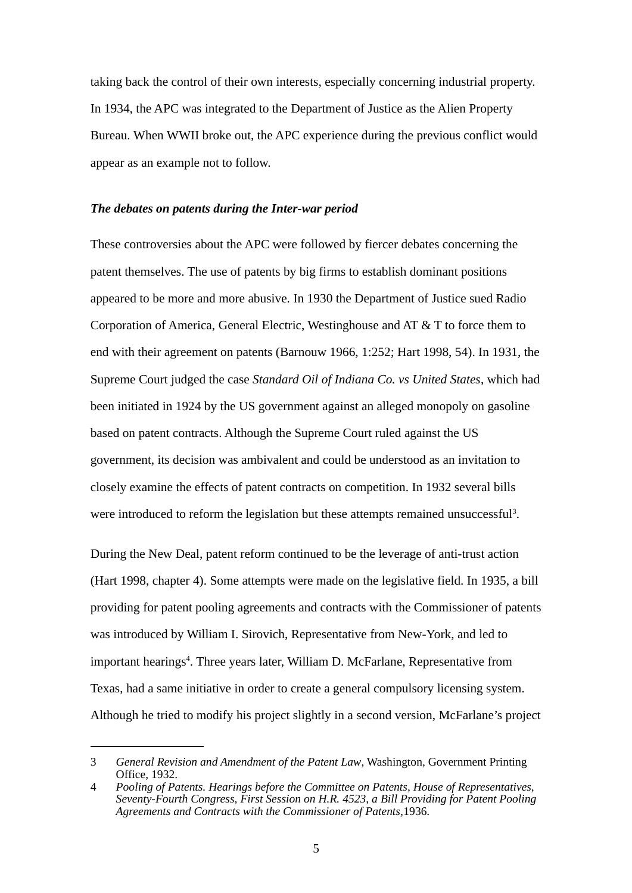taking back the control of their own interests, especially concerning industrial property. In 1934, the APC was integrated to the Department of Justice as the Alien Property Bureau. When WWII broke out, the APC experience during the previous conflict would appear as an example not to follow.

### *The debates on patents during the Inter-war period*

These controversies about the APC were followed by fiercer debates concerning the patent themselves. The use of patents by big firms to establish dominant positions appeared to be more and more abusive. In 1930 the Department of Justice sued Radio Corporation of America, General Electric, Westinghouse and AT & T to force them to end with their agreement on patents (Barnouw 1966, 1:252; Hart 1998, 54). In 1931, the Supreme Court judged the case *Standard Oil of Indiana Co. vs United States*, which had been initiated in 1924 by the US government against an alleged monopoly on gasoline based on patent contracts. Although the Supreme Court ruled against the US government, its decision was ambivalent and could be understood as an invitation to closely examine the effects of patent contracts on competition. In 1932 several bills were introduced to reform the legislation but these attempts remained unsuccessful[3].

During the New Deal, patent reform continued to be the leverage of anti-trust action (Hart 1998, chapter 4). Some attempts were made on the legislative field. In 1935, a bill providing for patent pooling agreements and contracts with the Commissioner of patents was introduced by William I. Sirovich, Representative from New-York, and led to important hearings[4]. Three years later, William D. McFarlane, Representative from Texas, had a same initiative in order to create a general compulsory licensing system. Although he tried to modify his project slightly in a second version, McFarlane's project

---

3 *General Revision and Amendment of the Patent Law*, Washington, Government Printing Office, 1932.

4 *Pooling of Patents. Hearings before the Committee on Patents, House of Representatives, Seventy-Fourth Congress, First Session on H.R. 4523, a Bill Providing for Patent Pooling Agreements and Contracts with the Commissioner of Patents*,1936.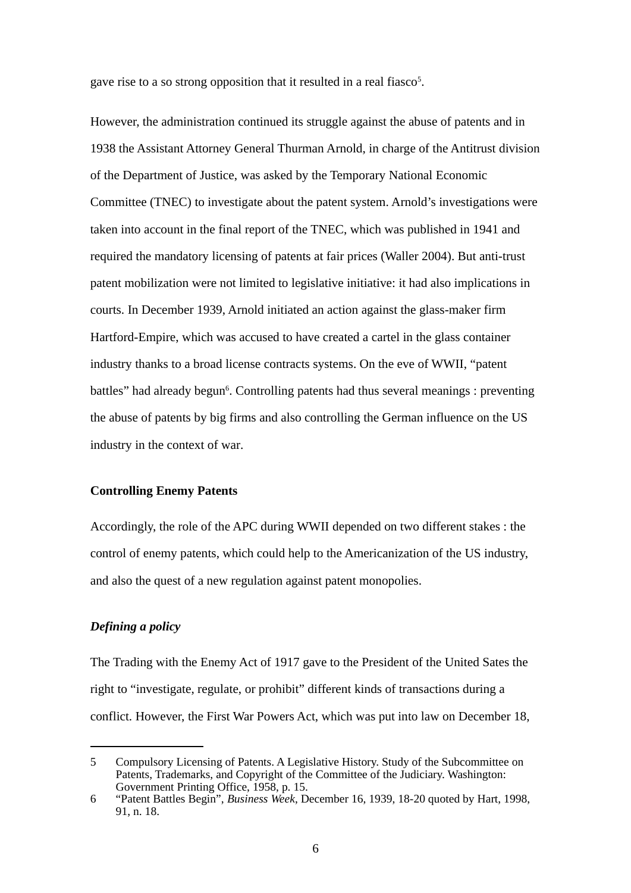gave rise to a so strong opposition that it resulted in a real fiasco[5].

However, the administration continued its struggle against the abuse of patents and in 1938 the Assistant Attorney General Thurman Arnold, in charge of the Antitrust division of the Department of Justice, was asked by the Temporary National Economic Committee (TNEC) to investigate about the patent system. Arnold's investigations were taken into account in the final report of the TNEC, which was published in 1941 and required the mandatory licensing of patents at fair prices (Waller 2004). But anti-trust patent mobilization were not limited to legislative initiative: it had also implications in courts. In December 1939, Arnold initiated an action against the glass-maker firm Hartford-Empire, which was accused to have created a cartel in the glass container industry thanks to a broad license contracts systems. On the eve of WWII, "patent battles" had already begun[6]. Controlling patents had thus several meanings : preventing the abuse of patents by big firms and also controlling the German influence on the US industry in the context of war.

## Controlling Enemy Patents

Accordingly, the role of the APC during WWII depended on two different stakes : the control of enemy patents, which could help to the Americanization of the US industry, and also the quest of a new regulation against patent monopolies.

### *Defining a policy*

The Trading with the Enemy Act of 1917 gave to the President of the United Sates the right to "investigate, regulate, or prohibit" different kinds of transactions during a conflict. However, the First War Powers Act, which was put into law on December 18,

---

5 Compulsory Licensing of Patents. A Legislative History. Study of the Subcommittee on Patents, Trademarks, and Copyright of the Committee of the Judiciary. Washington: Government Printing Office, 1958, p. 15.

6 "Patent Battles Begin", *Business Week*, December 16, 1939, 18-20 quoted by Hart, 1998, 91, n. 18.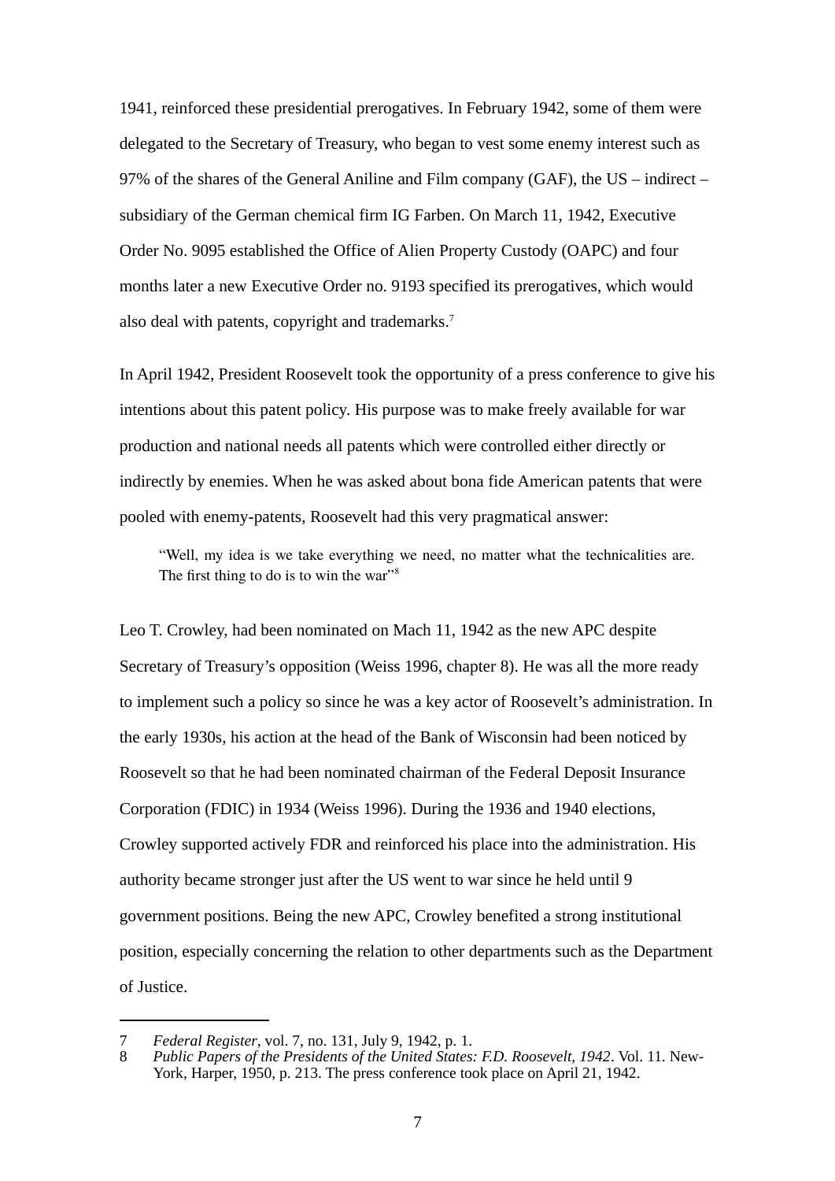1941, reinforced these presidential prerogatives. In February 1942, some of them were delegated to the Secretary of Treasury, who began to vest some enemy interest such as 97% of the shares of the General Aniline and Film company (GAF), the US – indirect – subsidiary of the German chemical firm IG Farben. On March 11, 1942, Executive Order No. 9095 established the Office of Alien Property Custody (OAPC) and four months later a new Executive Order no. 9193 specified its prerogatives, which would also deal with patents, copyright and trademarks.[7]

In April 1942, President Roosevelt took the opportunity of a press conference to give his intentions about this patent policy. His purpose was to make freely available for war production and national needs all patents which were controlled either directly or indirectly by enemies. When he was asked about bona fide American patents that were pooled with enemy-patents, Roosevelt had this very pragmatical answer:

> "Well, my idea is we take everything we need, no matter what the technicalities are. The first thing to do is to win the war"[8]

Leo T. Crowley, had been nominated on Mach 11, 1942 as the new APC despite Secretary of Treasury's opposition (Weiss 1996, chapter 8). He was all the more ready to implement such a policy so since he was a key actor of Roosevelt's administration. In the early 1930s, his action at the head of the Bank of Wisconsin had been noticed by Roosevelt so that he had been nominated chairman of the Federal Deposit Insurance Corporation (FDIC) in 1934 (Weiss 1996). During the 1936 and 1940 elections, Crowley supported actively FDR and reinforced his place into the administration. His authority became stronger just after the US went to war since he held until 9 government positions. Being the new APC, Crowley benefited a strong institutional position, especially concerning the relation to other departments such as the Department of Justice.

---

7 *Federal Register*, vol. 7, no. 131, July 9, 1942, p. 1.

8 *Public Papers of the Presidents of the United States: F.D. Roosevelt, 1942*. Vol. 11. New-York, Harper, 1950, p. 213. The press conference took place on April 21, 1942.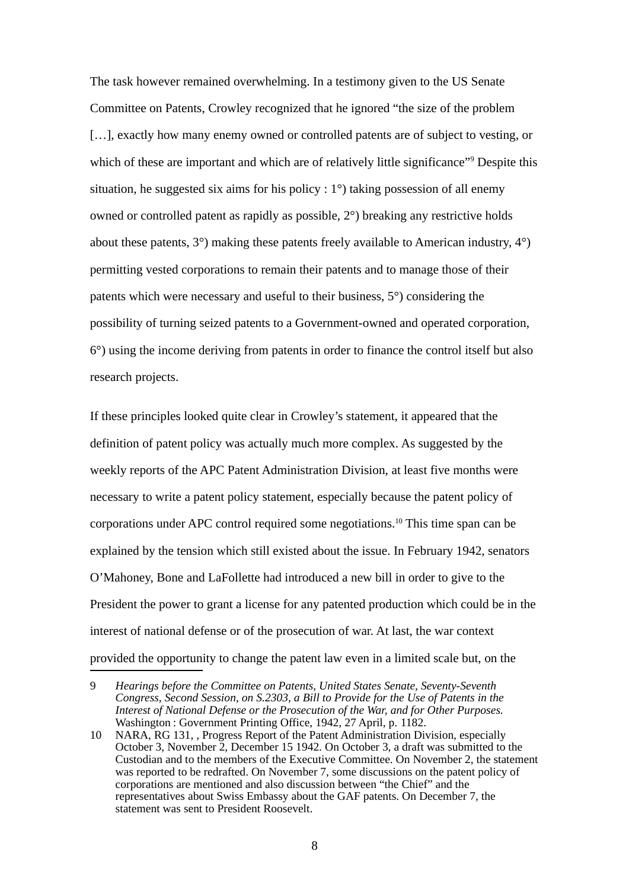The task however remained overwhelming. In a testimony given to the US Senate Committee on Patents, Crowley recognized that he ignored "the size of the problem […], exactly how many enemy owned or controlled patents are of subject to vesting, or which of these are important and which are of relatively little significance"[9] Despite this situation, he suggested six aims for his policy : 1°) taking possession of all enemy owned or controlled patent as rapidly as possible, 2°) breaking any restrictive holds about these patents, 3°) making these patents freely available to American industry, 4°) permitting vested corporations to remain their patents and to manage those of their patents which were necessary and useful to their business, 5°) considering the possibility of turning seized patents to a Government-owned and operated corporation, 6°) using the income deriving from patents in order to finance the control itself but also research projects.

If these principles looked quite clear in Crowley's statement, it appeared that the definition of patent policy was actually much more complex. As suggested by the weekly reports of the APC Patent Administration Division, at least five months were necessary to write a patent policy statement, especially because the patent policy of corporations under APC control required some negotiations.[10] This time span can be explained by the tension which still existed about the issue. In February 1942, senators O'Mahoney, Bone and LaFollette had introduced a new bill in order to give to the President the power to grant a license for any patented production which could be in the interest of national defense or of the prosecution of war. At last, the war context provided the opportunity to change the patent law even in a limited scale but, on the

---

9 *Hearings before the Committee on Patents, United States Senate, Seventy-Seventh Congress, Second Session, on S.2303, a Bill to Provide for the Use of Patents in the Interest of National Defense or the Prosecution of the War, and for Other Purposes.* Washington : Government Printing Office, 1942, 27 April, p. 1182.

10 NARA, RG 131, , Progress Report of the Patent Administration Division, especially October 3, November 2, December 15 1942. On October 3, a draft was submitted to the Custodian and to the members of the Executive Committee. On November 2, the statement was reported to be redrafted. On November 7, some discussions on the patent policy of corporations are mentioned and also discussion between "the Chief" and the representatives about Swiss Embassy about the GAF patents. On December 7, the statement was sent to President Roosevelt.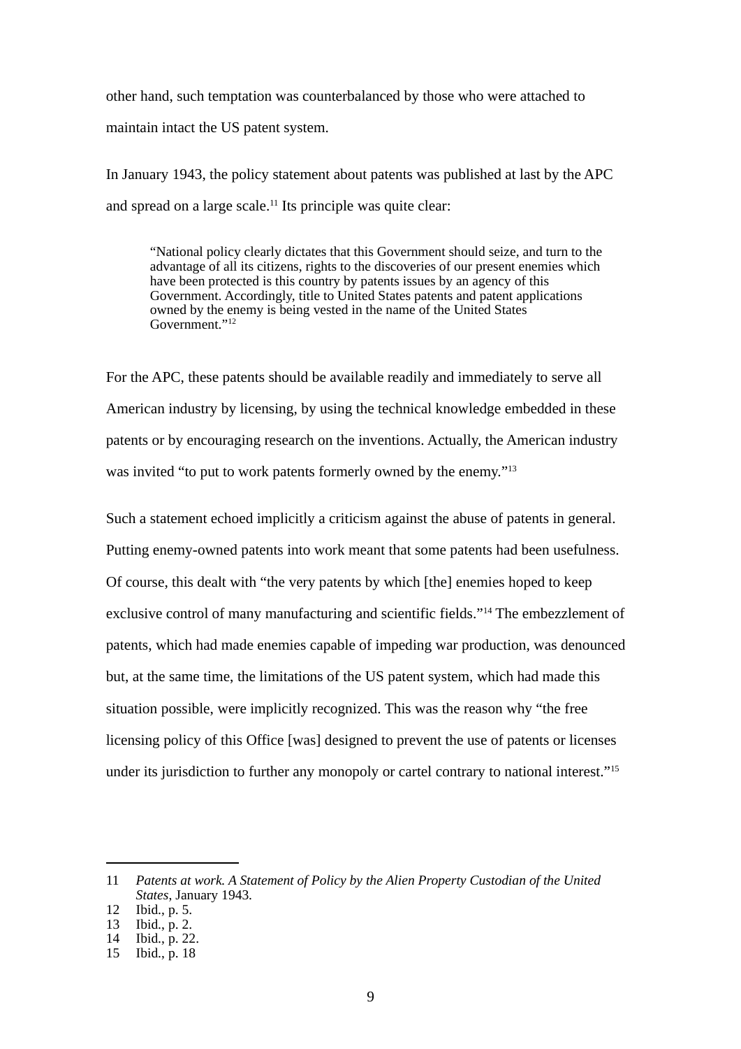other hand, such temptation was counterbalanced by those who were attached to maintain intact the US patent system.

In January 1943, the policy statement about patents was published at last by the APC and spread on a large scale.[11] Its principle was quite clear:

> "National policy clearly dictates that this Government should seize, and turn to the advantage of all its citizens, rights to the discoveries of our present enemies which have been protected is this country by patents issues by an agency of this Government. Accordingly, title to United States patents and patent applications owned by the enemy is being vested in the name of the United States Government."[12]

For the APC, these patents should be available readily and immediately to serve all American industry by licensing, by using the technical knowledge embedded in these patents or by encouraging research on the inventions. Actually, the American industry was invited "to put to work patents formerly owned by the enemy."[13]

Such a statement echoed implicitly a criticism against the abuse of patents in general. Putting enemy-owned patents into work meant that some patents had been usefulness. Of course, this dealt with "the very patents by which [the] enemies hoped to keep exclusive control of many manufacturing and scientific fields."[14] The embezzlement of patents, which had made enemies capable of impeding war production, was denounced but, at the same time, the limitations of the US patent system, which had made this situation possible, were implicitly recognized. This was the reason why "the free licensing policy of this Office [was] designed to prevent the use of patents or licenses under its jurisdiction to further any monopoly or cartel contrary to national interest."[15]

---

11 *Patents at work. A Statement of Policy by the Alien Property Custodian of the United States*, January 1943.

12 Ibid., p. 5.

13 Ibid., p. 2.

14 Ibid., p. 22.

15 Ibid., p. 18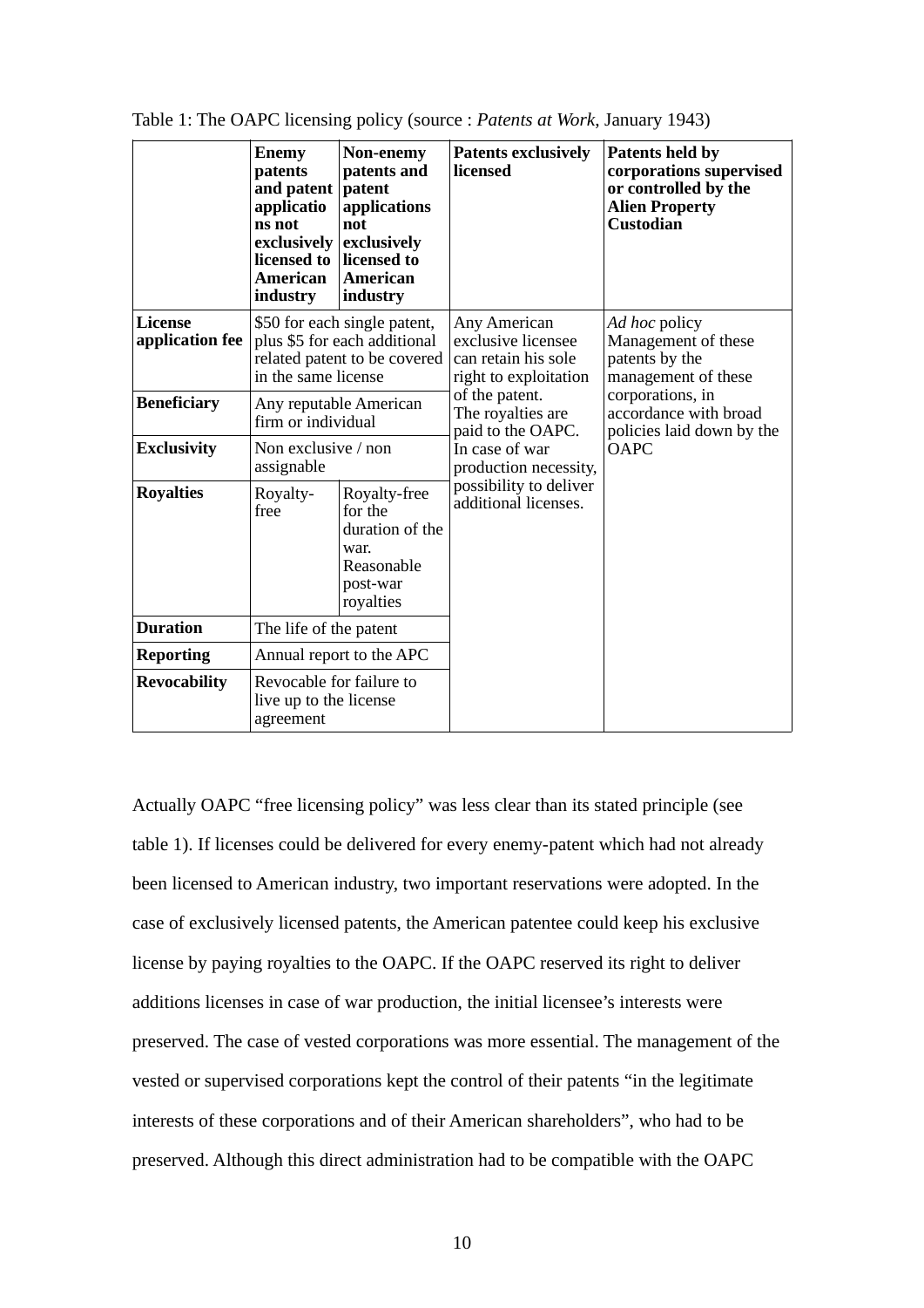Table 1: The OAPC licensing policy (source : *Patents at Work*, January 1943)

| | **Enemy patents and patent applications not exclusively licensed to American industry** | **Non-enemy patents and patent applications not exclusively licensed to American industry** | **Patents exclusively licensed** | **Patents held by corporations supervised or controlled by the Alien Property Custodian** |
|---|---|---|---|---|
| **License application fee** | $50 for each single patent, plus $5 for each additional related patent to be covered in the same license | | Any American exclusive licensee can retain his sole right to exploitation of the patent. The royalties are paid to the OAPC. In case of war production necessity, possibility to deliver additional licenses. | *Ad hoc* policy Management of these patents by the management of these corporations, in accordance with broad policies laid down by the OAPC |
| **Beneficiary** | Any reputable American firm or individual | | | |
| **Exclusivity** | Non exclusive / non assignable | | | |
| **Royalties** | Royalty-free | Royalty-free for the duration of the war. Reasonable post-war royalties | | |
| **Duration** | The life of the patent | | | |
| **Reporting** | Annual report to the APC | | | |
| **Revocability** | Revocable for failure to live up to the license agreement | | | |

Actually OAPC "free licensing policy" was less clear than its stated principle (see table 1). If licenses could be delivered for every enemy-patent which had not already been licensed to American industry, two important reservations were adopted. In the case of exclusively licensed patents, the American patentee could keep his exclusive license by paying royalties to the OAPC. If the OAPC reserved its right to deliver additions licenses in case of war production, the initial licensee's interests were preserved. The case of vested corporations was more essential. The management of the vested or supervised corporations kept the control of their patents "in the legitimate interests of these corporations and of their American shareholders", who had to be preserved. Although this direct administration had to be compatible with the OAPC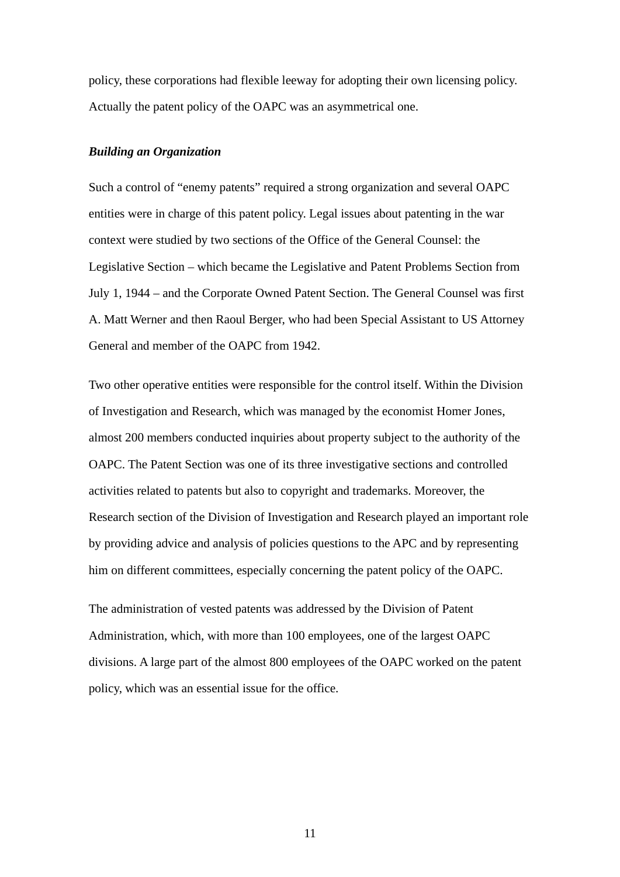policy, these corporations had flexible leeway for adopting their own licensing policy. Actually the patent policy of the OAPC was an asymmetrical one.

### *Building an Organization*

Such a control of "enemy patents" required a strong organization and several OAPC entities were in charge of this patent policy. Legal issues about patenting in the war context were studied by two sections of the Office of the General Counsel: the Legislative Section – which became the Legislative and Patent Problems Section from July 1, 1944 – and the Corporate Owned Patent Section. The General Counsel was first A. Matt Werner and then Raoul Berger, who had been Special Assistant to US Attorney General and member of the OAPC from 1942.

Two other operative entities were responsible for the control itself. Within the Division of Investigation and Research, which was managed by the economist Homer Jones, almost 200 members conducted inquiries about property subject to the authority of the OAPC. The Patent Section was one of its three investigative sections and controlled activities related to patents but also to copyright and trademarks. Moreover, the Research section of the Division of Investigation and Research played an important role by providing advice and analysis of policies questions to the APC and by representing him on different committees, especially concerning the patent policy of the OAPC.

The administration of vested patents was addressed by the Division of Patent Administration, which, with more than 100 employees, one of the largest OAPC divisions. A large part of the almost 800 employees of the OAPC worked on the patent policy, which was an essential issue for the office.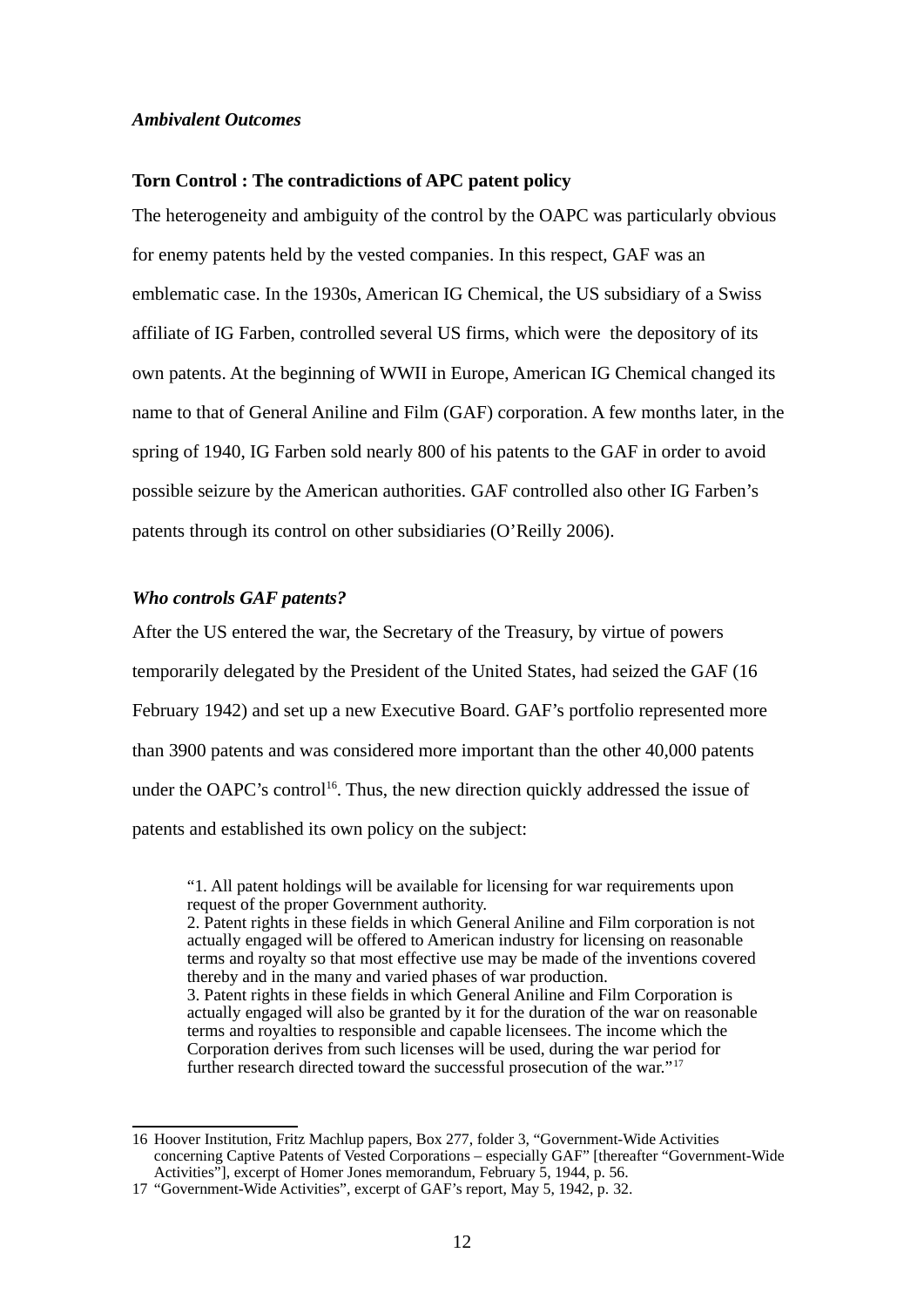### *Ambivalent Outcomes*

#### **Torn Control : The contradictions of APC patent policy**

The heterogeneity and ambiguity of the control by the OAPC was particularly obvious for enemy patents held by the vested companies. In this respect, GAF was an emblematic case. In the 1930s, American IG Chemical, the US subsidiary of a Swiss affiliate of IG Farben, controlled several US firms, which were the depository of its own patents. At the beginning of WWII in Europe, American IG Chemical changed its name to that of General Aniline and Film (GAF) corporation. A few months later, in the spring of 1940, IG Farben sold nearly 800 of his patents to the GAF in order to avoid possible seizure by the American authorities. GAF controlled also other IG Farben's patents through its control on other subsidiaries (O'Reilly 2006).

#### *Who controls GAF patents?*

After the US entered the war, the Secretary of the Treasury, by virtue of powers temporarily delegated by the President of the United States, had seized the GAF (16 February 1942) and set up a new Executive Board. GAF's portfolio represented more than 3900 patents and was considered more important than the other 40,000 patents under the OAPC's control[16]. Thus, the new direction quickly addressed the issue of patents and established its own policy on the subject:

> "1. All patent holdings will be available for licensing for war requirements upon request of the proper Government authority.
> 2. Patent rights in these fields in which General Aniline and Film corporation is not actually engaged will be offered to American industry for licensing on reasonable terms and royalty so that most effective use may be made of the inventions covered thereby and in the many and varied phases of war production.
> 3. Patent rights in these fields in which General Aniline and Film Corporation is actually engaged will also be granted by it for the duration of the war on reasonable terms and royalties to responsible and capable licensees. The income which the Corporation derives from such licenses will be used, during the war period for further research directed toward the successful prosecution of the war."[17]

---

16 Hoover Institution, Fritz Machlup papers, Box 277, folder 3, "Government-Wide Activities concerning Captive Patents of Vested Corporations – especially GAF" [thereafter "Government-Wide Activities"], excerpt of Homer Jones memorandum, February 5, 1944, p. 56.

17 "Government-Wide Activities", excerpt of GAF's report, May 5, 1942, p. 32.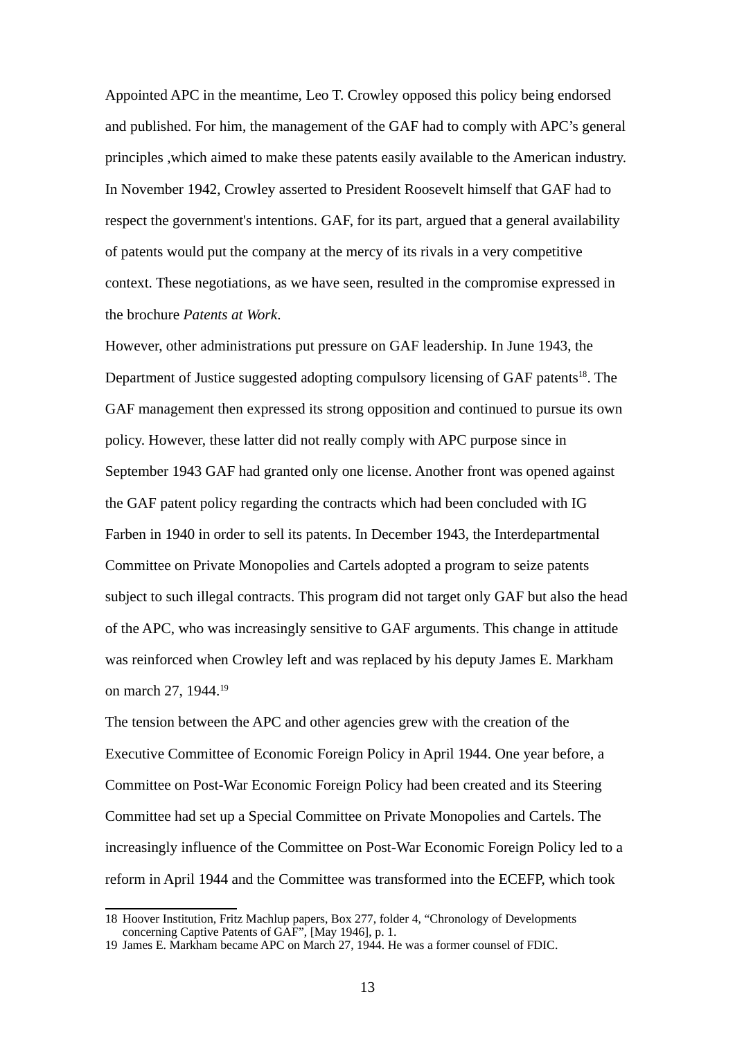Appointed APC in the meantime, Leo T. Crowley opposed this policy being endorsed and published. For him, the management of the GAF had to comply with APC's general principles ,which aimed to make these patents easily available to the American industry. In November 1942, Crowley asserted to President Roosevelt himself that GAF had to respect the government's intentions. GAF, for its part, argued that a general availability of patents would put the company at the mercy of its rivals in a very competitive context. These negotiations, as we have seen, resulted in the compromise expressed in the brochure *Patents at Work*.

However, other administrations put pressure on GAF leadership. In June 1943, the Department of Justice suggested adopting compulsory licensing of GAF patents[18]. The GAF management then expressed its strong opposition and continued to pursue its own policy. However, these latter did not really comply with APC purpose since in September 1943 GAF had granted only one license. Another front was opened against the GAF patent policy regarding the contracts which had been concluded with IG Farben in 1940 in order to sell its patents. In December 1943, the Interdepartmental Committee on Private Monopolies and Cartels adopted a program to seize patents subject to such illegal contracts. This program did not target only GAF but also the head of the APC, who was increasingly sensitive to GAF arguments. This change in attitude was reinforced when Crowley left and was replaced by his deputy James E. Markham on march 27, 1944.[19]

The tension between the APC and other agencies grew with the creation of the Executive Committee of Economic Foreign Policy in April 1944. One year before, a Committee on Post-War Economic Foreign Policy had been created and its Steering Committee had set up a Special Committee on Private Monopolies and Cartels. The increasingly influence of the Committee on Post-War Economic Foreign Policy led to a reform in April 1944 and the Committee was transformed into the ECEFP, which took

18 Hoover Institution, Fritz Machlup papers, Box 277, folder 4, "Chronology of Developments concerning Captive Patents of GAF", [May 1946], p. 1.

19 James E. Markham became APC on March 27, 1944. He was a former counsel of FDIC.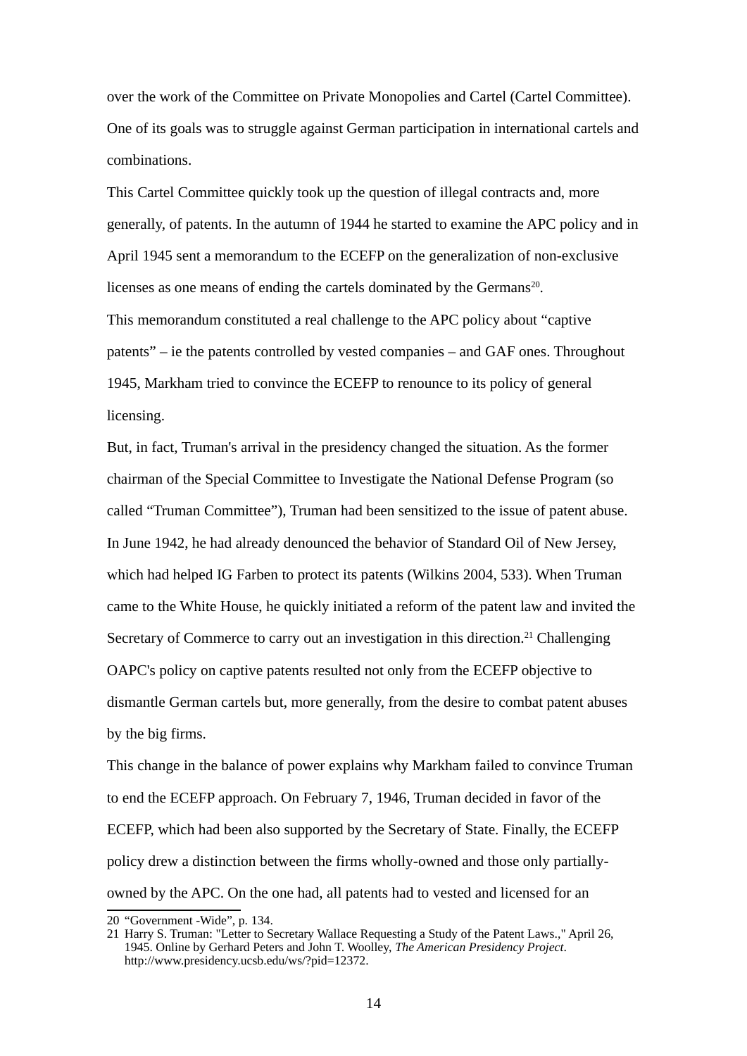over the work of the Committee on Private Monopolies and Cartel (Cartel Committee). One of its goals was to struggle against German participation in international cartels and combinations.

This Cartel Committee quickly took up the question of illegal contracts and, more generally, of patents. In the autumn of 1944 he started to examine the APC policy and in April 1945 sent a memorandum to the ECEFP on the generalization of non-exclusive licenses as one means of ending the cartels dominated by the Germans[20].

This memorandum constituted a real challenge to the APC policy about "captive patents" – ie the patents controlled by vested companies – and GAF ones. Throughout 1945, Markham tried to convince the ECEFP to renounce to its policy of general licensing.

But, in fact, Truman's arrival in the presidency changed the situation. As the former chairman of the Special Committee to Investigate the National Defense Program (so called "Truman Committee"), Truman had been sensitized to the issue of patent abuse. In June 1942, he had already denounced the behavior of Standard Oil of New Jersey, which had helped IG Farben to protect its patents (Wilkins 2004, 533). When Truman came to the White House, he quickly initiated a reform of the patent law and invited the Secretary of Commerce to carry out an investigation in this direction.[21] Challenging OAPC's policy on captive patents resulted not only from the ECEFP objective to dismantle German cartels but, more generally, from the desire to combat patent abuses by the big firms.

This change in the balance of power explains why Markham failed to convince Truman to end the ECEFP approach. On February 7, 1946, Truman decided in favor of the ECEFP, which had been also supported by the Secretary of State. Finally, the ECEFP policy drew a distinction between the firms wholly-owned and those only partially-owned by the APC. On the one had, all patents had to vested and licensed for an

20 "Government -Wide", p. 134.

21 Harry S. Truman: "Letter to Secretary Wallace Requesting a Study of the Patent Laws.," April 26, 1945. Online by Gerhard Peters and John T. Woolley, *The American Presidency Project*. http://www.presidency.ucsb.edu/ws/?pid=12372.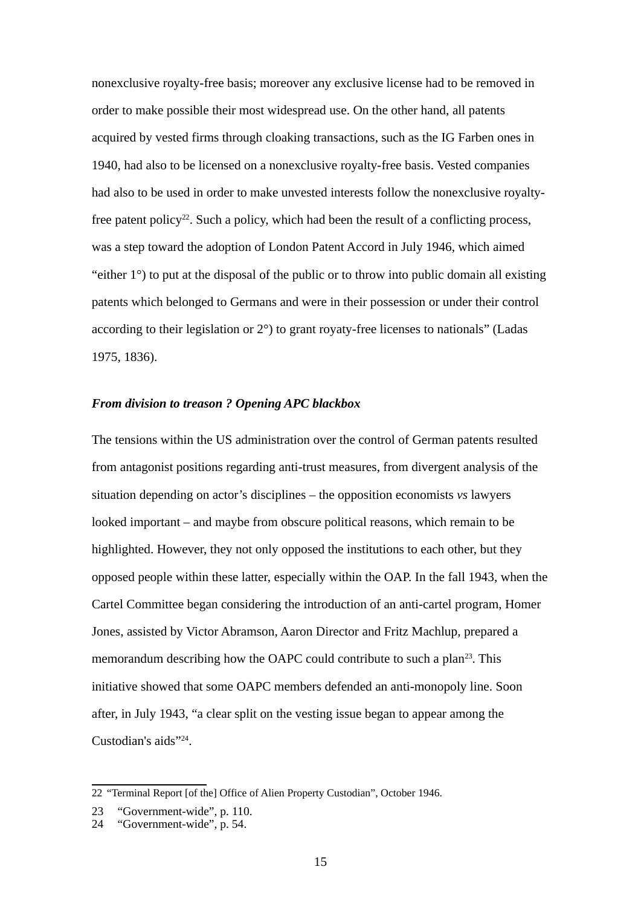nonexclusive royalty-free basis; moreover any exclusive license had to be removed in order to make possible their most widespread use. On the other hand, all patents acquired by vested firms through cloaking transactions, such as the IG Farben ones in 1940, had also to be licensed on a nonexclusive royalty-free basis. Vested companies had also to be used in order to make unvested interests follow the nonexclusive royalty-free patent policy[22]. Such a policy, which had been the result of a conflicting process, was a step toward the adoption of London Patent Accord in July 1946, which aimed "either 1°) to put at the disposal of the public or to throw into public domain all existing patents which belonged to Germans and were in their possession or under their control according to their legislation or 2°) to grant royaty-free licenses to nationals" (Ladas 1975, 1836).

### *From division to treason ? Opening APC blackbox*

The tensions within the US administration over the control of German patents resulted from antagonist positions regarding anti-trust measures, from divergent analysis of the situation depending on actor's disciplines – the opposition economists *vs* lawyers looked important – and maybe from obscure political reasons, which remain to be highlighted. However, they not only opposed the institutions to each other, but they opposed people within these latter, especially within the OAP. In the fall 1943, when the Cartel Committee began considering the introduction of an anti-cartel program, Homer Jones, assisted by Victor Abramson, Aaron Director and Fritz Machlup, prepared a memorandum describing how the OAPC could contribute to such a plan[23]. This initiative showed that some OAPC members defended an anti-monopoly line. Soon after, in July 1943, "a clear split on the vesting issue began to appear among the Custodian's aids"[24].

---

22 "Terminal Report [of the] Office of Alien Property Custodian", October 1946.

23 "Government-wide", p. 110.

24 "Government-wide", p. 54.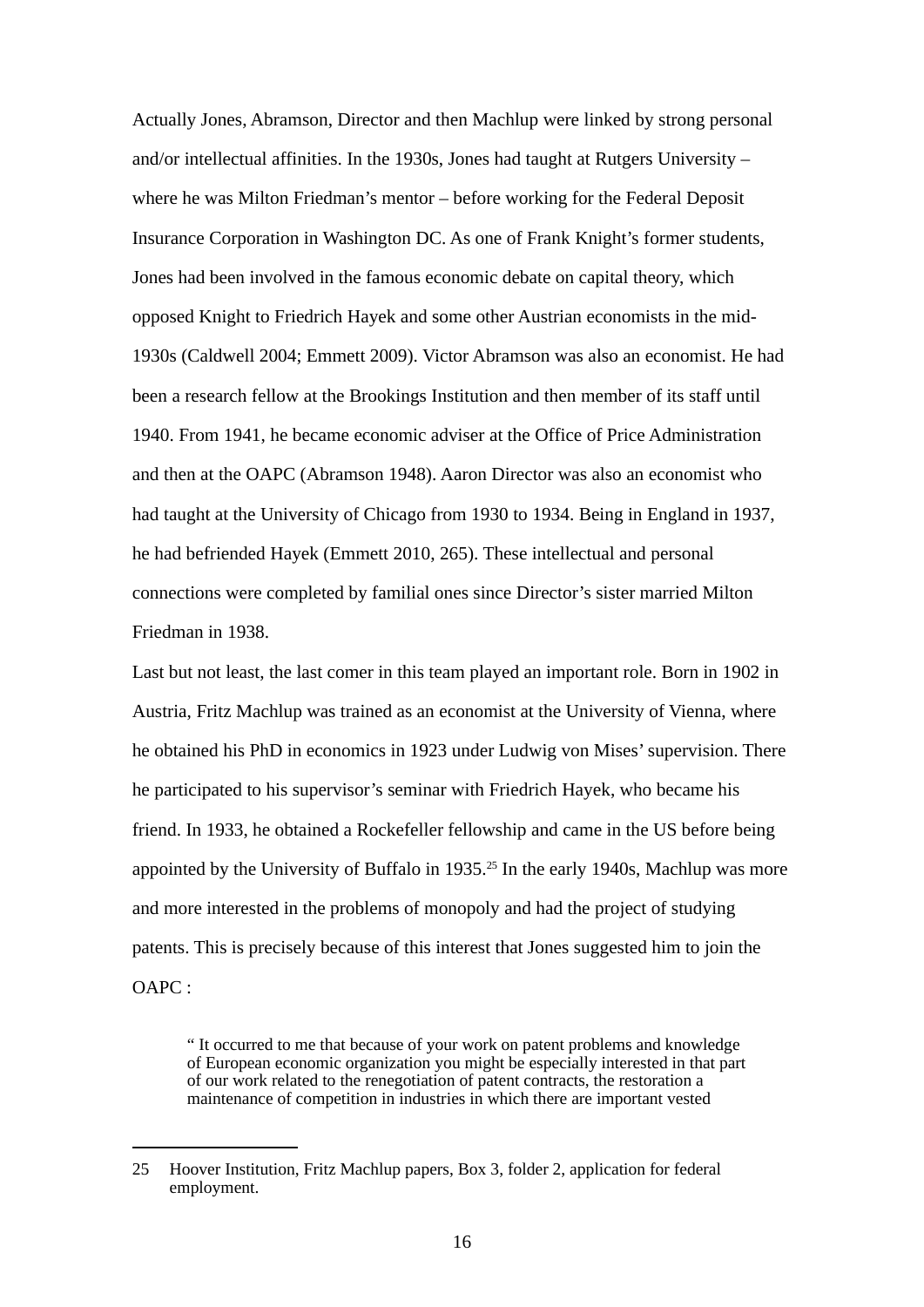Actually Jones, Abramson, Director and then Machlup were linked by strong personal and/or intellectual affinities. In the 1930s, Jones had taught at Rutgers University – where he was Milton Friedman's mentor – before working for the Federal Deposit Insurance Corporation in Washington DC. As one of Frank Knight's former students, Jones had been involved in the famous economic debate on capital theory, which opposed Knight to Friedrich Hayek and some other Austrian economists in the mid-1930s (Caldwell 2004; Emmett 2009). Victor Abramson was also an economist. He had been a research fellow at the Brookings Institution and then member of its staff until 1940. From 1941, he became economic adviser at the Office of Price Administration and then at the OAPC (Abramson 1948). Aaron Director was also an economist who had taught at the University of Chicago from 1930 to 1934. Being in England in 1937, he had befriended Hayek (Emmett 2010, 265). These intellectual and personal connections were completed by familial ones since Director's sister married Milton Friedman in 1938.

Last but not least, the last comer in this team played an important role. Born in 1902 in Austria, Fritz Machlup was trained as an economist at the University of Vienna, where he obtained his PhD in economics in 1923 under Ludwig von Mises' supervision. There he participated to his supervisor's seminar with Friedrich Hayek, who became his friend. In 1933, he obtained a Rockefeller fellowship and came in the US before being appointed by the University of Buffalo in 1935.[25] In the early 1940s, Machlup was more and more interested in the problems of monopoly and had the project of studying patents. This is precisely because of this interest that Jones suggested him to join the OAPC :

> " It occurred to me that because of your work on patent problems and knowledge of European economic organization you might be especially interested in that part of our work related to the renegotiation of patent contracts, the restoration a maintenance of competition in industries in which there are important vested

25 Hoover Institution, Fritz Machlup papers, Box 3, folder 2, application for federal employment.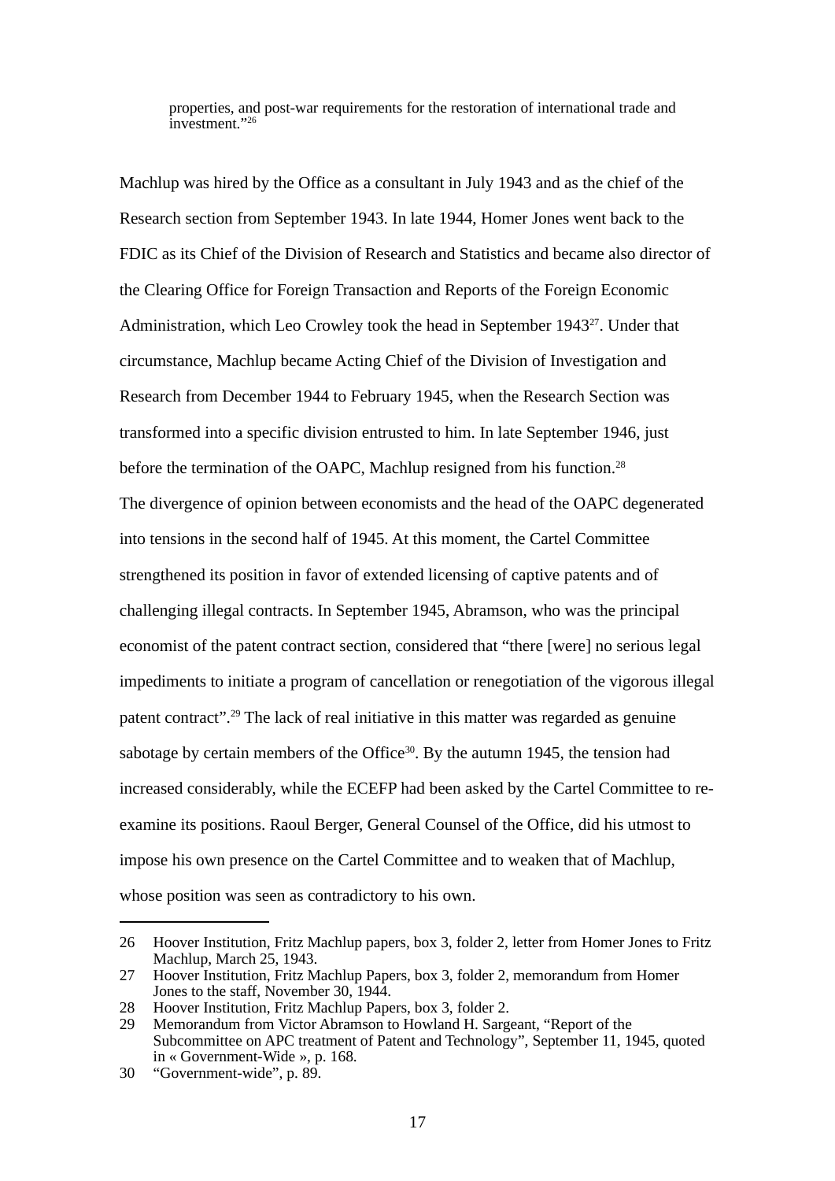> properties, and post-war requirements for the restoration of international trade and investment."[26]

Machlup was hired by the Office as a consultant in July 1943 and as the chief of the Research section from September 1943. In late 1944, Homer Jones went back to the FDIC as its Chief of the Division of Research and Statistics and became also director of the Clearing Office for Foreign Transaction and Reports of the Foreign Economic Administration, which Leo Crowley took the head in September 1943[27]. Under that circumstance, Machlup became Acting Chief of the Division of Investigation and Research from December 1944 to February 1945, when the Research Section was transformed into a specific division entrusted to him. In late September 1946, just before the termination of the OAPC, Machlup resigned from his function.[28]

The divergence of opinion between economists and the head of the OAPC degenerated into tensions in the second half of 1945. At this moment, the Cartel Committee strengthened its position in favor of extended licensing of captive patents and of challenging illegal contracts. In September 1945, Abramson, who was the principal economist of the patent contract section, considered that "there [were] no serious legal impediments to initiate a program of cancellation or renegotiation of the vigorous illegal patent contract".[29] The lack of real initiative in this matter was regarded as genuine sabotage by certain members of the Office[30]. By the autumn 1945, the tension had increased considerably, while the ECEFP had been asked by the Cartel Committee to re-examine its positions. Raoul Berger, General Counsel of the Office, did his utmost to impose his own presence on the Cartel Committee and to weaken that of Machlup, whose position was seen as contradictory to his own.

---

26 Hoover Institution, Fritz Machlup papers, box 3, folder 2, letter from Homer Jones to Fritz Machlup, March 25, 1943.

27 Hoover Institution, Fritz Machlup Papers, box 3, folder 2, memorandum from Homer Jones to the staff, November 30, 1944.

28 Hoover Institution, Fritz Machlup Papers, box 3, folder 2.

29 Memorandum from Victor Abramson to Howland H. Sargeant, "Report of the Subcommittee on APC treatment of Patent and Technology", September 11, 1945, quoted in « Government-Wide », p. 168.

30 "Government-wide", p. 89.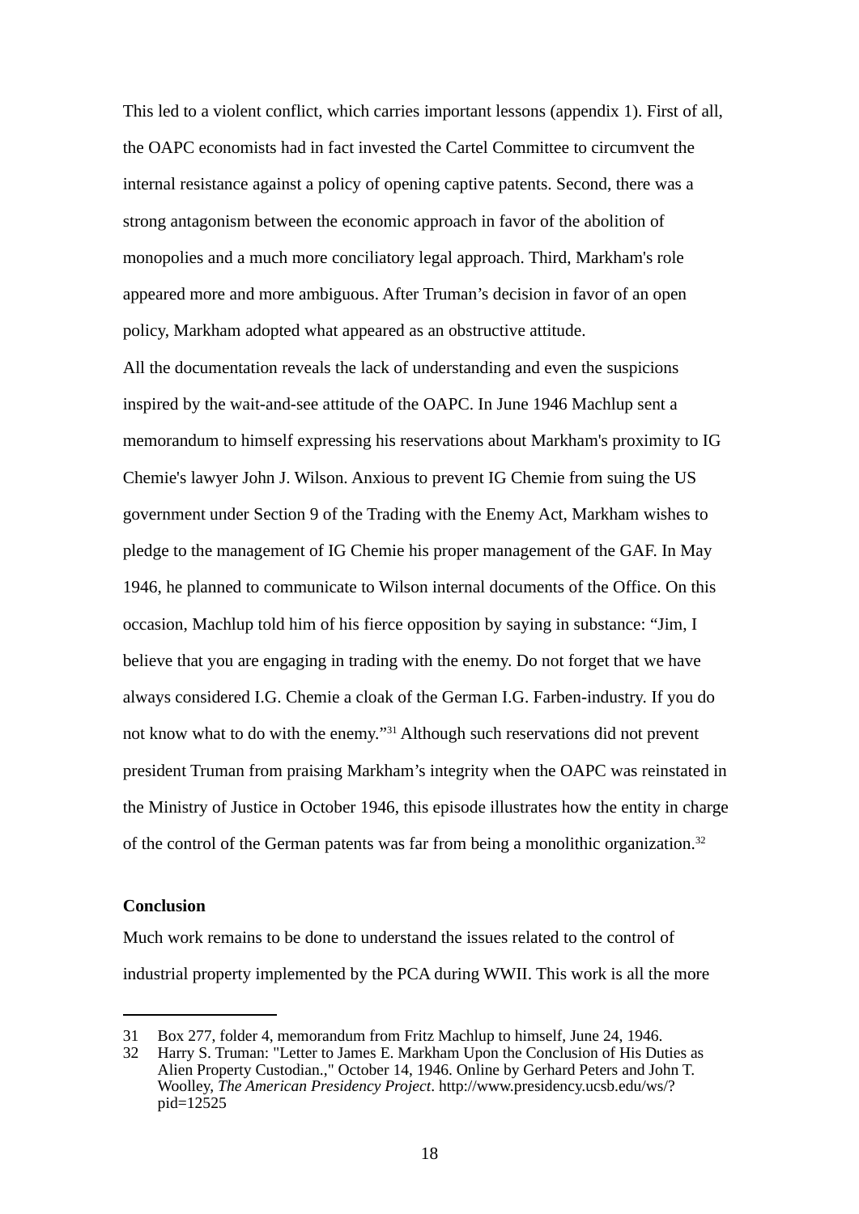This led to a violent conflict, which carries important lessons (appendix 1). First of all, the OAPC economists had in fact invested the Cartel Committee to circumvent the internal resistance against a policy of opening captive patents. Second, there was a strong antagonism between the economic approach in favor of the abolition of monopolies and a much more conciliatory legal approach. Third, Markham's role appeared more and more ambiguous. After Truman's decision in favor of an open policy, Markham adopted what appeared as an obstructive attitude.

All the documentation reveals the lack of understanding and even the suspicions inspired by the wait-and-see attitude of the OAPC. In June 1946 Machlup sent a memorandum to himself expressing his reservations about Markham's proximity to IG Chemie's lawyer John J. Wilson. Anxious to prevent IG Chemie from suing the US government under Section 9 of the Trading with the Enemy Act, Markham wishes to pledge to the management of IG Chemie his proper management of the GAF. In May 1946, he planned to communicate to Wilson internal documents of the Office. On this occasion, Machlup told him of his fierce opposition by saying in substance: "Jim, I believe that you are engaging in trading with the enemy. Do not forget that we have always considered I.G. Chemie a cloak of the German I.G. Farben-industry. If you do not know what to do with the enemy."[31] Although such reservations did not prevent president Truman from praising Markham's integrity when the OAPC was reinstated in the Ministry of Justice in October 1946, this episode illustrates how the entity in charge of the control of the German patents was far from being a monolithic organization.[32]

**Conclusion**

Much work remains to be done to understand the issues related to the control of industrial property implemented by the PCA during WWII. This work is all the more

---

31 Box 277, folder 4, memorandum from Fritz Machlup to himself, June 24, 1946.

32 Harry S. Truman: "Letter to James E. Markham Upon the Conclusion of His Duties as Alien Property Custodian.," October 14, 1946. Online by Gerhard Peters and John T. Woolley, *The American Presidency Project*. http://www.presidency.ucsb.edu/ws/?pid=12525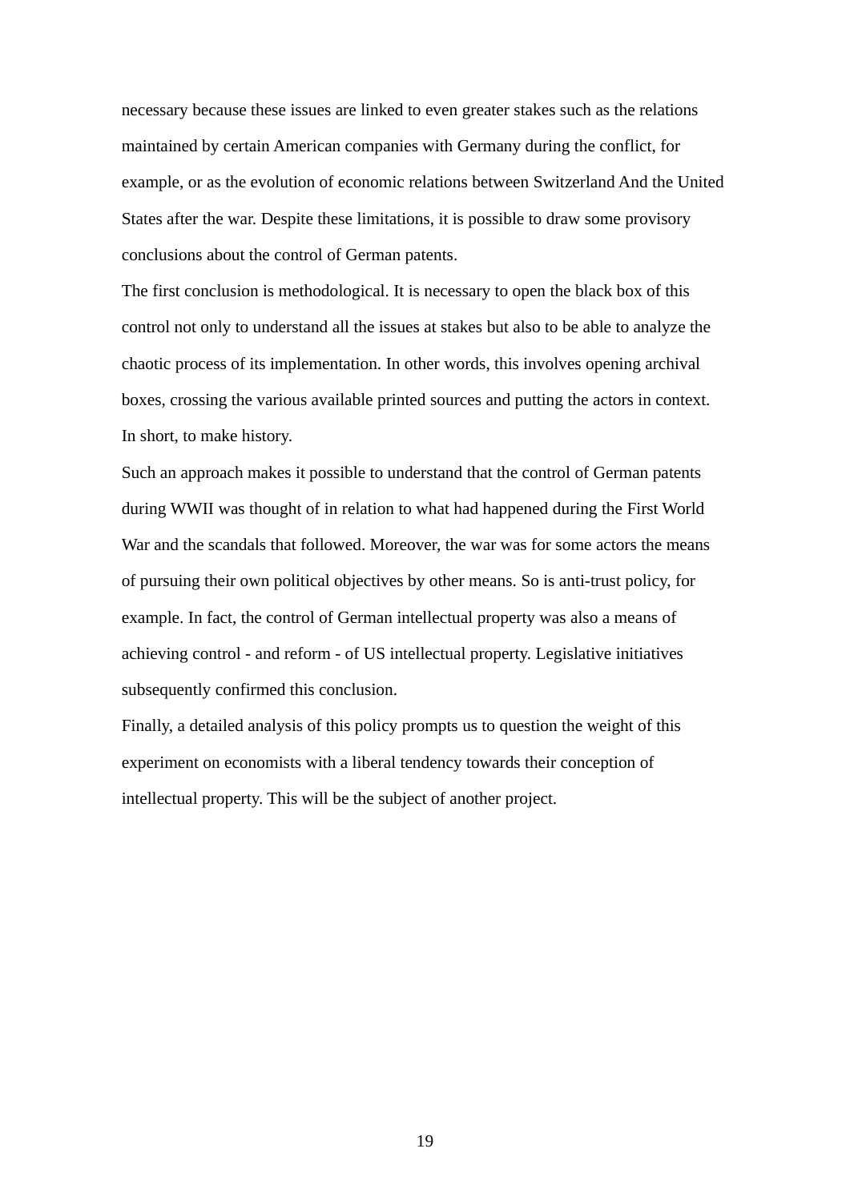necessary because these issues are linked to even greater stakes such as the relations maintained by certain American companies with Germany during the conflict, for example, or as the evolution of economic relations between Switzerland And the United States after the war. Despite these limitations, it is possible to draw some provisory conclusions about the control of German patents.

The first conclusion is methodological. It is necessary to open the black box of this control not only to understand all the issues at stakes but also to be able to analyze the chaotic process of its implementation. In other words, this involves opening archival boxes, crossing the various available printed sources and putting the actors in context. In short, to make history.

Such an approach makes it possible to understand that the control of German patents during WWII was thought of in relation to what had happened during the First World War and the scandals that followed. Moreover, the war was for some actors the means of pursuing their own political objectives by other means. So is anti-trust policy, for example. In fact, the control of German intellectual property was also a means of achieving control - and reform - of US intellectual property. Legislative initiatives subsequently confirmed this conclusion.

Finally, a detailed analysis of this policy prompts us to question the weight of this experiment on economists with a liberal tendency towards their conception of intellectual property. This will be the subject of another project.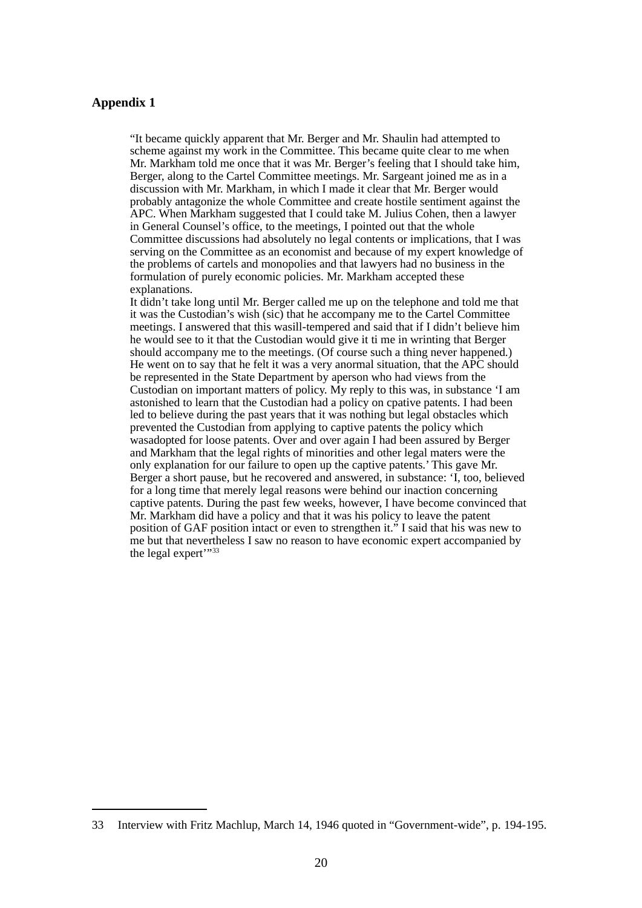**Appendix 1**

> "It became quickly apparent that Mr. Berger and Mr. Shaulin had attempted to scheme against my work in the Committee. This became quite clear to me when Mr. Markham told me once that it was Mr. Berger's feeling that I should take him, Berger, along to the Cartel Committee meetings. Mr. Sargeant joined me as in a discussion with Mr. Markham, in which I made it clear that Mr. Berger would probably antagonize the whole Committee and create hostile sentiment against the APC. When Markham suggested that I could take M. Julius Cohen, then a lawyer in General Counsel's office, to the meetings, I pointed out that the whole Committee discussions had absolutely no legal contents or implications, that I was serving on the Committee as an economist and because of my expert knowledge of the problems of cartels and monopolies and that lawyers had no business in the formulation of purely economic policies. Mr. Markham accepted these explanations.
>
> It didn't take long until Mr. Berger called me up on the telephone and told me that it was the Custodian's wish (sic) that he accompany me to the Cartel Committee meetings. I answered that this wasill-tempered and said that if I didn't believe him he would see to it that the Custodian would give it ti me in wrinting that Berger should accompany me to the meetings. (Of course such a thing never happened.) He went on to say that he felt it was a very anormal situation, that the APC should be represented in the State Department by aperson who had views from the Custodian on important matters of policy. My reply to this was, in substance 'I am astonished to learn that the Custodian had a policy on cpative patents. I had been led to believe during the past years that it was nothing but legal obstacles which prevented the Custodian from applying to captive patents the policy which wasadopted for loose patents. Over and over again I had been assured by Berger and Markham that the legal rights of minorities and other legal maters were the only explanation for our failure to open up the captive patents.' This gave Mr. Berger a short pause, but he recovered and answered, in substance: 'I, too, believed for a long time that merely legal reasons were behind our inaction concerning captive patents. During the past few weeks, however, I have become convinced that Mr. Markham did have a policy and that it was his policy to leave the patent position of GAF position intact or even to strengthen it." I said that his was new to me but that nevertheless I saw no reason to have economic expert accompanied by the legal expert'"[33]

33 Interview with Fritz Machlup, March 14, 1946 quoted in "Government-wide", p. 194-195.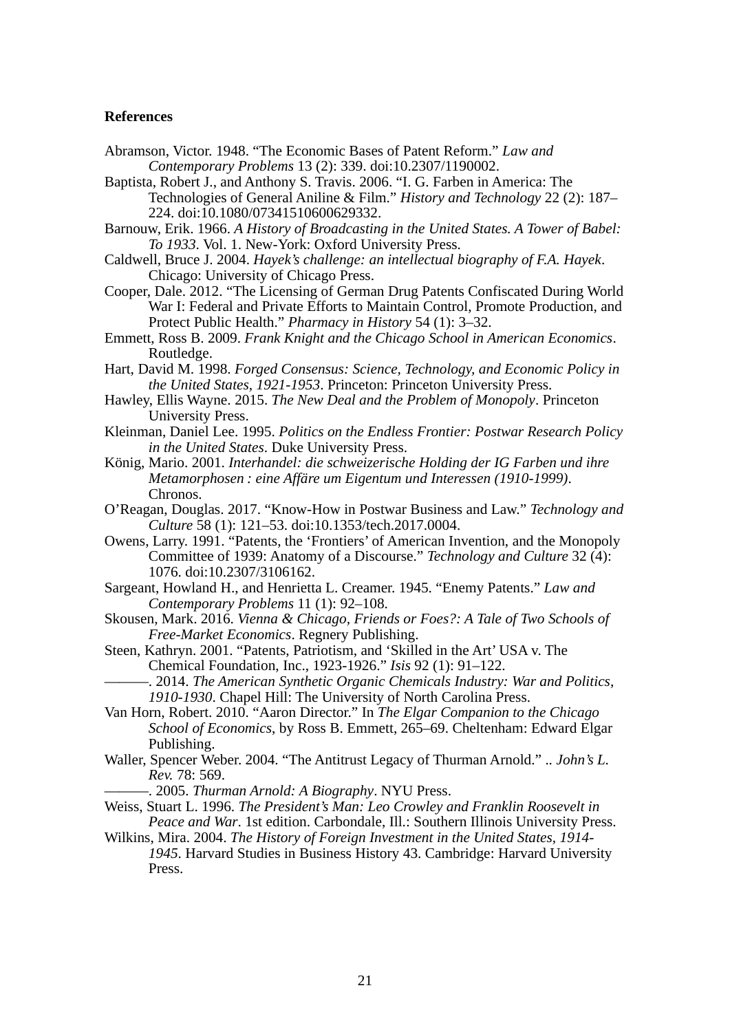**References**

Abramson, Victor. 1948. "The Economic Bases of Patent Reform." *Law and Contemporary Problems* 13 (2): 339. doi:10.2307/1190002.

Baptista, Robert J., and Anthony S. Travis. 2006. "I. G. Farben in America: The Technologies of General Aniline & Film." *History and Technology* 22 (2): 187–224. doi:10.1080/07341510600629332.

Barnouw, Erik. 1966. *A History of Broadcasting in the United States. A Tower of Babel: To 1933*. Vol. 1. New-York: Oxford University Press.

Caldwell, Bruce J. 2004. *Hayek's challenge: an intellectual biography of F.A. Hayek*. Chicago: University of Chicago Press.

Cooper, Dale. 2012. "The Licensing of German Drug Patents Confiscated During World War I: Federal and Private Efforts to Maintain Control, Promote Production, and Protect Public Health." *Pharmacy in History* 54 (1): 3–32.

Emmett, Ross B. 2009. *Frank Knight and the Chicago School in American Economics*. Routledge.

Hart, David M. 1998. *Forged Consensus: Science, Technology, and Economic Policy in the United States, 1921-1953*. Princeton: Princeton University Press.

Hawley, Ellis Wayne. 2015. *The New Deal and the Problem of Monopoly*. Princeton University Press.

Kleinman, Daniel Lee. 1995. *Politics on the Endless Frontier: Postwar Research Policy in the United States*. Duke University Press.

König, Mario. 2001. *Interhandel: die schweizerische Holding der IG Farben und ihre Metamorphosen : eine Affäre um Eigentum und Interessen (1910-1999)*. Chronos.

O'Reagan, Douglas. 2017. "Know-How in Postwar Business and Law." *Technology and Culture* 58 (1): 121–53. doi:10.1353/tech.2017.0004.

Owens, Larry. 1991. "Patents, the 'Frontiers' of American Invention, and the Monopoly Committee of 1939: Anatomy of a Discourse." *Technology and Culture* 32 (4): 1076. doi:10.2307/3106162.

Sargeant, Howland H., and Henrietta L. Creamer. 1945. "Enemy Patents." *Law and Contemporary Problems* 11 (1): 92–108.

Skousen, Mark. 2016. *Vienna & Chicago, Friends or Foes?: A Tale of Two Schools of Free-Market Economics*. Regnery Publishing.

Steen, Kathryn. 2001. "Patents, Patriotism, and 'Skilled in the Art' USA v. The Chemical Foundation, Inc., 1923-1926." *Isis* 92 (1): 91–122.

———. 2014. *The American Synthetic Organic Chemicals Industry: War and Politics, 1910-1930*. Chapel Hill: The University of North Carolina Press.

Van Horn, Robert. 2010. "Aaron Director." In *The Elgar Companion to the Chicago School of Economics*, by Ross B. Emmett, 265–69. Cheltenham: Edward Elgar Publishing.

Waller, Spencer Weber. 2004. "The Antitrust Legacy of Thurman Arnold." *.. John's L. Rev.* 78: 569.

———. 2005. *Thurman Arnold: A Biography*. NYU Press.

Weiss, Stuart L. 1996. *The President's Man: Leo Crowley and Franklin Roosevelt in Peace and War*. 1st edition. Carbondale, Ill.: Southern Illinois University Press.

Wilkins, Mira. 2004. *The History of Foreign Investment in the United States, 1914-1945*. Harvard Studies in Business History 43. Cambridge: Harvard University Press.